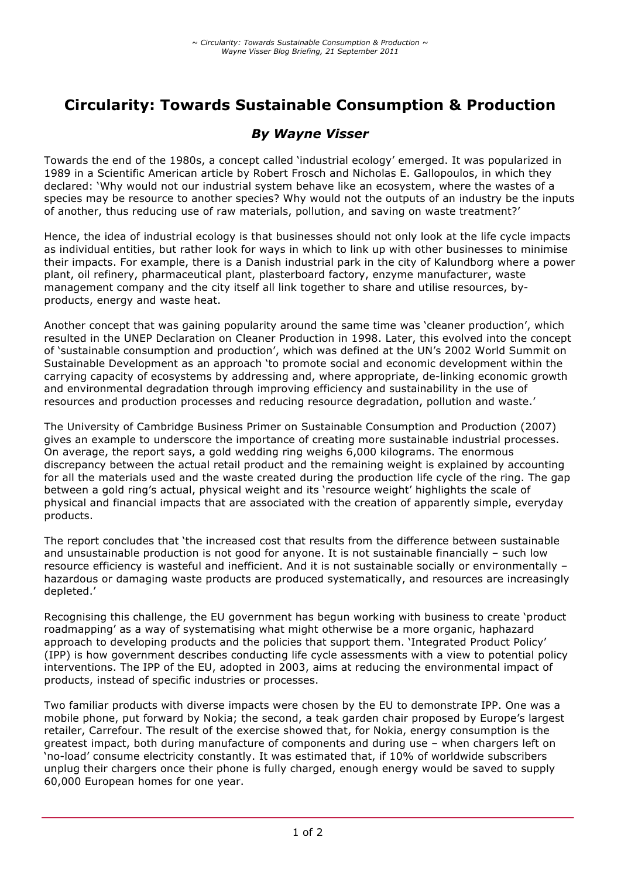# Circularity: Towards Sustainable Consumption & Production

## *By Wayne Visser*

Towards the end of the 1980s, a concept called 'industrial ecology' emerged. It was popularized in 1989 in a Scientific American article by Robert Frosch and Nicholas E. Gallopoulos, in which they declared: 'Why would not our industrial system behave like an ecosystem, where the wastes of a species may be resource to another species? Why would not the outputs of an industry be the inputs of another, thus reducing use of raw materials, pollution, and saving on waste treatment?'

Hence, the idea of industrial ecology is that businesses should not only look at the life cycle impacts as individual entities, but rather look for ways in which to link up with other businesses to minimise their impacts. For example, there is a Danish industrial park in the city of Kalundborg where a power plant, oil refinery, pharmaceutical plant, plasterboard factory, enzyme manufacturer, waste management company and the city itself all link together to share and utilise resources, by-products, energy and waste heat.

Another concept that was gaining popularity around the same time was 'cleaner production', which resulted in the UNEP Declaration on Cleaner Production in 1998. Later, this evolved into the concept of 'sustainable consumption and production', which was defined at the UN's 2002 World Summit on Sustainable Development as an approach 'to promote social and economic development within the carrying capacity of ecosystems by addressing and, where appropriate, de-linking economic growth and environmental degradation through improving efficiency and sustainability in the use of resources and production processes and reducing resource degradation, pollution and waste.'

The University of Cambridge Business Primer on Sustainable Consumption and Production (2007) gives an example to underscore the importance of creating more sustainable industrial processes. On average, the report says, a gold wedding ring weighs 6,000 kilograms. The enormous discrepancy between the actual retail product and the remaining weight is explained by accounting for all the materials used and the waste created during the production life cycle of the ring. The gap between a gold ring's actual, physical weight and its 'resource weight' highlights the scale of physical and financial impacts that are associated with the creation of apparently simple, everyday products.

The report concludes that 'the increased cost that results from the difference between sustainable and unsustainable production is not good for anyone. It is not sustainable financially – such low resource efficiency is wasteful and inefficient. And it is not sustainable socially or environmentally – hazardous or damaging waste products are produced systematically, and resources are increasingly depleted.'

Recognising this challenge, the EU government has begun working with business to create 'product roadmapping' as a way of systematising what might otherwise be a more organic, haphazard approach to developing products and the policies that support them. 'Integrated Product Policy' (IPP) is how government describes conducting life cycle assessments with a view to potential policy interventions. The IPP of the EU, adopted in 2003, aims at reducing the environmental impact of products, instead of specific industries or processes.

Two familiar products with diverse impacts were chosen by the EU to demonstrate IPP. One was a mobile phone, put forward by Nokia; the second, a teak garden chair proposed by Europe's largest retailer, Carrefour. The result of the exercise showed that, for Nokia, energy consumption is the greatest impact, both during manufacture of components and during use – when chargers left on 'no-load' consume electricity constantly. It was estimated that, if 10% of worldwide subscribers unplug their chargers once their phone is fully charged, enough energy would be saved to supply 60,000 European homes for one year.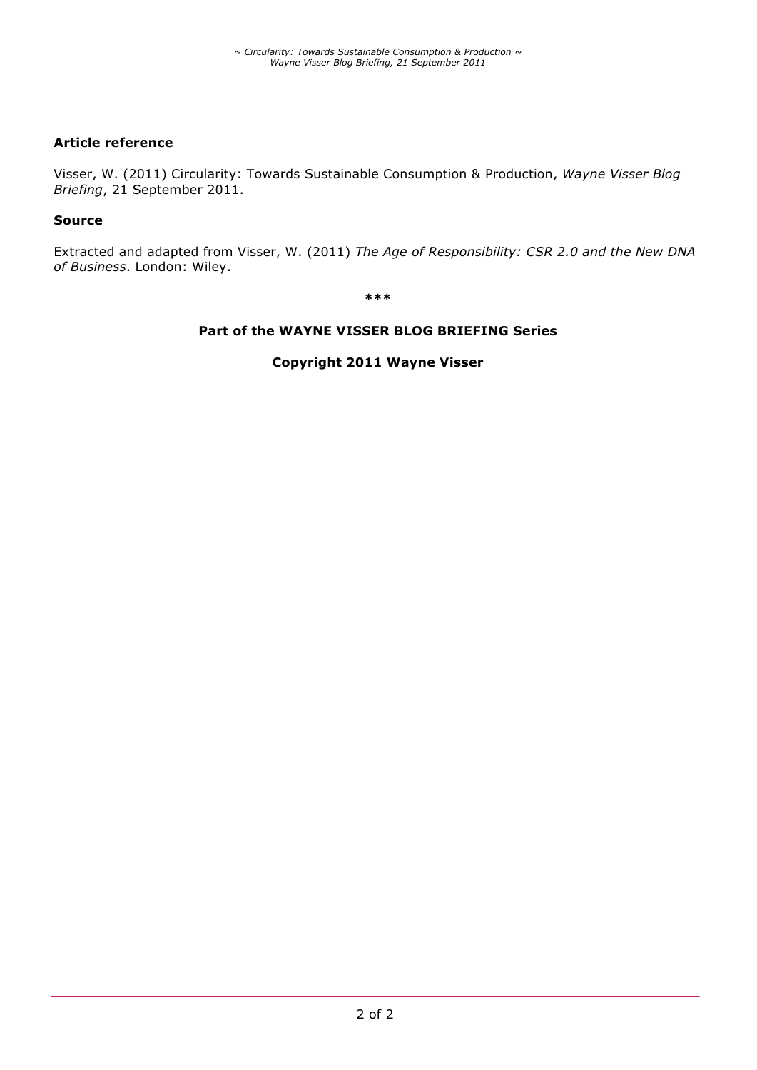**Article reference**

Visser, W. (2011) Circularity: Towards Sustainable Consumption & Production, *Wayne Visser Blog Briefing*, 21 September 2011.

**Source**

Extracted and adapted from Visser, W. (2011) *The Age of Responsibility: CSR 2.0 and the New DNA of Business*. London: Wiley.

***

**Part of the WAYNE VISSER BLOG BRIEFING Series**

**Copyright 2011 Wayne Visser**